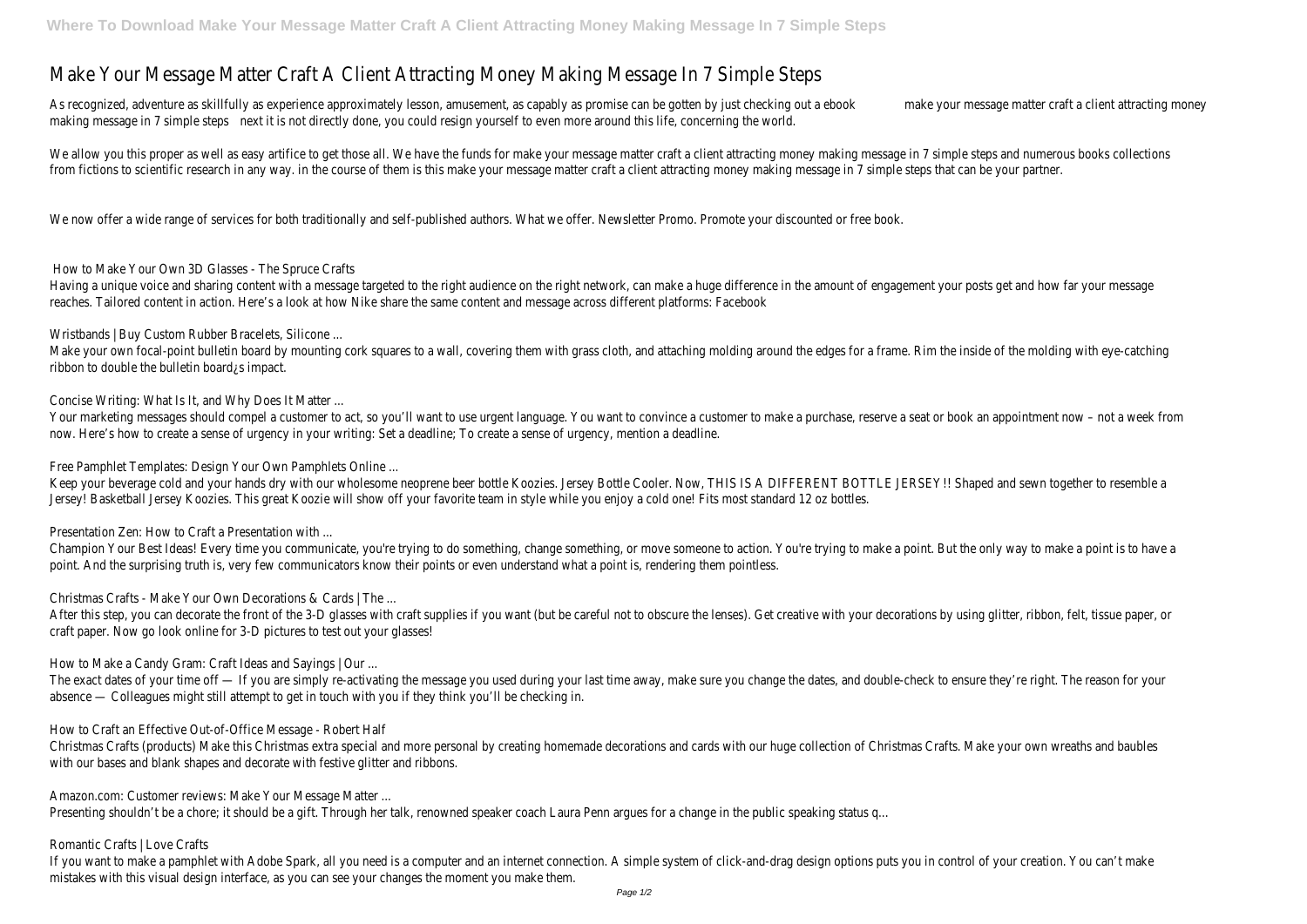# Make Your Message Matter Craft A Client Attracting Money Making Message In 7 Simple Steps

As recognized, adventure as skillfully as experience approximately lesson, amusement, as capably as promise can be gotten by just checking out a ebook **make your message matter craft a client attracting money making message in 7 simple steps** next it is not directly done, you could resign yourself to even more around this life, concerning the world.

We allow you this proper as well as easy artifice to get those all. We have the funds for make your message matter craft a client attracting money making message in 7 simple steps and numerous books collections from fictions to scientific research in any way. in the course of them is this make your message matter craft a client attracting money making message in 7 simple steps that can be your partner.

We now offer a wide range of services for both traditionally and self-published authors. What we offer. Newsletter Promo. Promote your discounted or free book.

## How to Make Your Own 3D Glasses - The Spruce Crafts

Having a unique voice and sharing content with a message targeted to the right audience on the right network, can make a huge difference in the amount of engagement your posts get and how far your message reaches. Tailored content in action. Here's a look at how Nike share the same content and message across different platforms: Facebook

## Wristbands | Buy Custom Rubber Bracelets, Silicone ...

Make your own focal-point bulletin board by mounting cork squares to a wall, covering them with grass cloth, and attaching molding around the edges for a frame. Rim the inside of the molding with eye-catching ribbon to double the bulletin board¿s impact.

## Concise Writing: What Is It, and Why Does It Matter ...

Your marketing messages should compel a customer to act, so you'll want to use urgent language. You want to convince a customer to make a purchase, reserve a seat or book an appointment now – not a week from now. Here's how to create a sense of urgency in your writing: Set a deadline; To create a sense of urgency, mention a deadline.

## Free Pamphlet Templates: Design Your Own Pamphlets Online ...

Keep your beverage cold and your hands dry with our wholesome neoprene beer bottle Koozies. Jersey Bottle Cooler. Now, THIS IS A DIFFERENT BOTTLE JERSEY!! Shaped and sewn together to resemble a Jersey! Basketball Jersey Koozies. This great Koozie will show off your favorite team in style while you enjoy a cold one! Fits most standard 12 oz bottles.

## Presentation Zen: How to Craft a Presentation with ...

Champion Your Best Ideas! Every time you communicate, you're trying to do something, change something, or move someone to action. You're trying to make a point. But the only way to make a point is to have a point. And the surprising truth is, very few communicators know their points or even understand what a point is, rendering them pointless.

## Christmas Crafts - Make Your Own Decorations & Cards | The ...

After this step, you can decorate the front of the 3-D glasses with craft supplies if you want (but be careful not to obscure the lenses). Get creative with your decorations by using glitter, ribbon, felt, tissue paper, or craft paper. Now go look online for 3-D pictures to test out your glasses!

## How to Make a Candy Gram: Craft Ideas and Sayings | Our ...

The exact dates of your time off — If you are simply re-activating the message you used during your last time away, make sure you change the dates, and double-check to ensure they're right. The reason for your absence — Colleagues might still attempt to get in touch with you if they think you'll be checking in.

## How to Craft an Effective Out-of-Office Message - Robert Half

Christmas Crafts (products) Make this Christmas extra special and more personal by creating homemade decorations and cards with our huge collection of Christmas Crafts. Make your own wreaths and baubles with our bases and blank shapes and decorate with festive glitter and ribbons.

## Amazon.com: Customer reviews: Make Your Message Matter ...

Presenting shouldn't be a chore; it should be a gift. Through her talk, renowned speaker coach Laura Penn argues for a change in the public speaking status q...

## Romantic Crafts | Love Crafts

If you want to make a pamphlet with Adobe Spark, all you need is a computer and an internet connection. A simple system of click-and-drag design options puts you in control of your creation. You can't make mistakes with this visual design interface, as you can see your changes the moment you make them.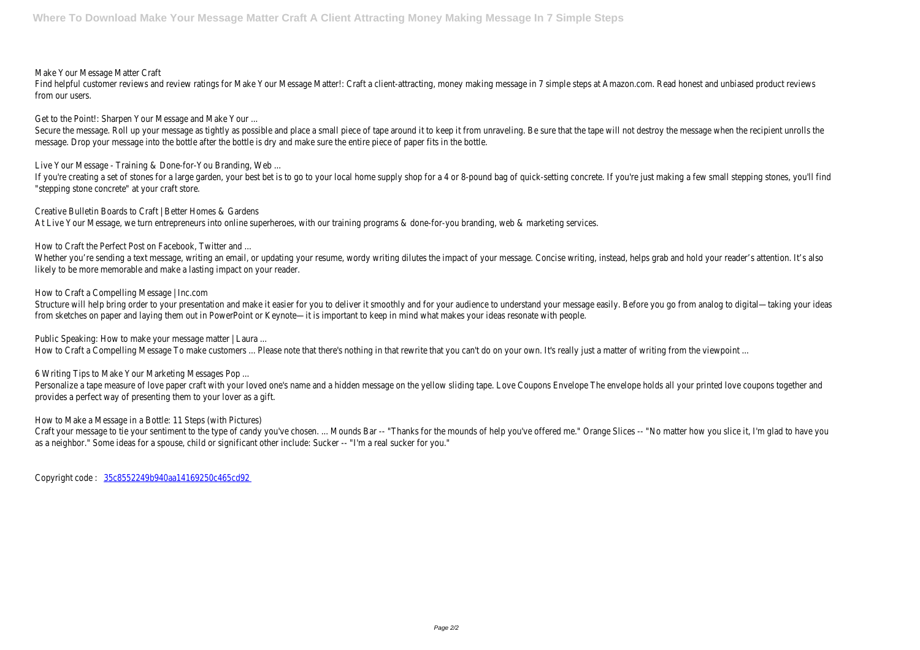Make Your Message Matter Craft

Find helpful customer reviews and review ratings for Make Your Message Matter!: Craft a client-attracting, money making message in 7 simple steps at Amazon.com. Read honest and unbiased product reviews from our users.

Get to the Point!: Sharpen Your Message and Make Your ...

Secure the message. Roll up your message as tightly as possible and place a small piece of tape around it to keep it from unraveling. Be sure that the tape will not destroy the message when the recipient unrolls the message. Drop your message into the bottle after the bottle is dry and make sure the entire piece of paper fits in the bottle.

Live Your Message - Training & Done-for-You Branding, Web ...

If you're creating a set of stones for a large garden, your best bet is to go to your local home supply shop for a 4 or 8-pound bag of quick-setting concrete. If you're just making a few small stepping stones, you'll find "stepping stone concrete" at your craft store.

Creative Bulletin Boards to Craft | Better Homes & Gardens

At Live Your Message, we turn entrepreneurs into online superheroes, with our training programs & done-for-you branding, web & marketing services.

How to Craft the Perfect Post on Facebook, Twitter and ...

Whether you're sending a text message, writing an email, or updating your resume, wordy writing dilutes the impact of your message. Concise writing, instead, helps grab and hold your reader's attention. It's also likely to be more memorable and make a lasting impact on your reader.

How to Craft a Compelling Message | Inc.com

Structure will help bring order to your presentation and make it easier for you to deliver it smoothly and for your audience to understand your message easily. Before you go from analog to digital—taking your ideas from sketches on paper and laying them out in PowerPoint or Keynote—it is important to keep in mind what makes your ideas resonate with people.

Public Speaking: How to make your message matter | Laura ...

How to Craft a Compelling Message To make customers ... Please note that there's nothing in that rewrite that you can't do on your own. It's really just a matter of writing from the viewpoint ...

6 Writing Tips to Make Your Marketing Messages Pop ...

Personalize a tape measure of love paper craft with your loved one's name and a hidden message on the yellow sliding tape. Love Coupons Envelope The envelope holds all your printed love coupons together and provides a perfect way of presenting them to your lover as a gift.

How to Make a Message in a Bottle: 11 Steps (with Pictures)

Craft your message to tie your sentiment to the type of candy you've chosen. ... Mounds Bar -- "Thanks for the mounds of help you've offered me." Orange Slices -- "No matter how you slice it, I'm glad to have you as a neighbor." Some ideas for a spouse, child or significant other include: Sucker -- "I'm a real sucker for you."

Copyright code : 35c8552249b940aa14169250c465cd92